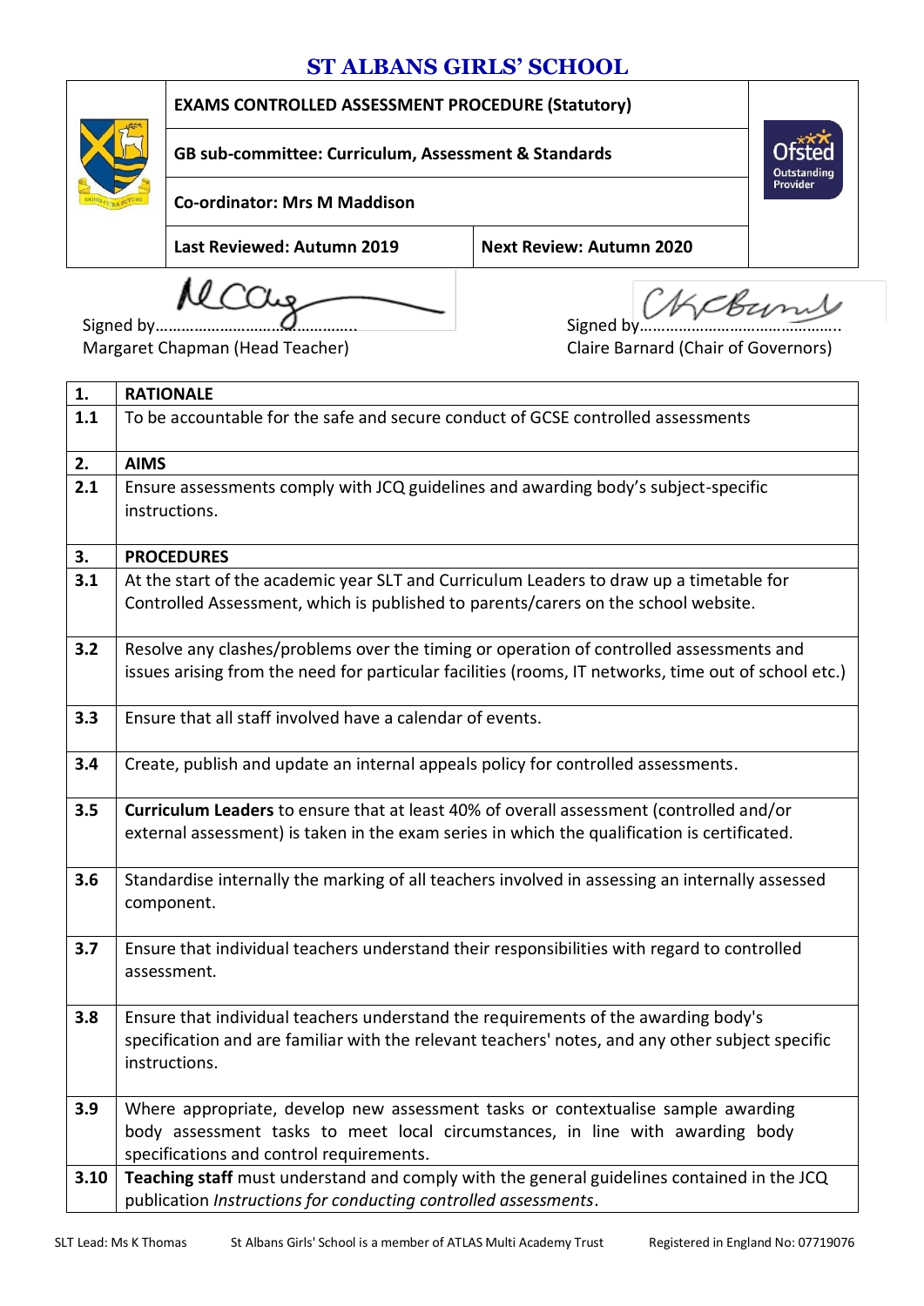# ST ALBANS GIRLS' SCHOOL

| | | |
|---|---|---|
| **EXAMS CONTROLLED ASSESSMENT PROCEDURE (Statutory)** | | |
| **GB sub-committee: Curriculum, Assessment & Standards** | | |
| **Co-ordinator: Mrs M Maddison** | | |
| **Last Reviewed: Autumn 2019** | **Next Review: Autumn 2020** | |

Signed by……………………………………….. 
Margaret Chapman (Head Teacher)

Signed by……………………………………….. 
Claire Barnard (Chair of Governors)

| | |
|---|---|
| **1.** | **RATIONALE** |
| **1.1** | To be accountable for the safe and secure conduct of GCSE controlled assessments |
| **2.** | **AIMS** |
| **2.1** | Ensure assessments comply with JCQ guidelines and awarding body's subject-specific instructions. |
| **3.** | **PROCEDURES** |
| **3.1** | At the start of the academic year SLT and Curriculum Leaders to draw up a timetable for Controlled Assessment, which is published to parents/carers on the school website. |
| **3.2** | Resolve any clashes/problems over the timing or operation of controlled assessments and issues arising from the need for particular facilities (rooms, IT networks, time out of school etc.) |
| **3.3** | Ensure that all staff involved have a calendar of events. |
| **3.4** | Create, publish and update an internal appeals policy for controlled assessments. |
| **3.5** | **Curriculum Leaders** to ensure that at least 40% of overall assessment (controlled and/or external assessment) is taken in the exam series in which the qualification is certificated. |
| **3.6** | Standardise internally the marking of all teachers involved in assessing an internally assessed component. |
| **3.7** | Ensure that individual teachers understand their responsibilities with regard to controlled assessment. |
| **3.8** | Ensure that individual teachers understand the requirements of the awarding body's specification and are familiar with the relevant teachers' notes, and any other subject specific instructions. |
| **3.9** | Where appropriate, develop new assessment tasks or contextualise sample awarding body assessment tasks to meet local circumstances, in line with awarding body specifications and control requirements. |
| **3.10** | **Teaching staff** must understand and comply with the general guidelines contained in the JCQ publication *Instructions for conducting controlled assessments*. |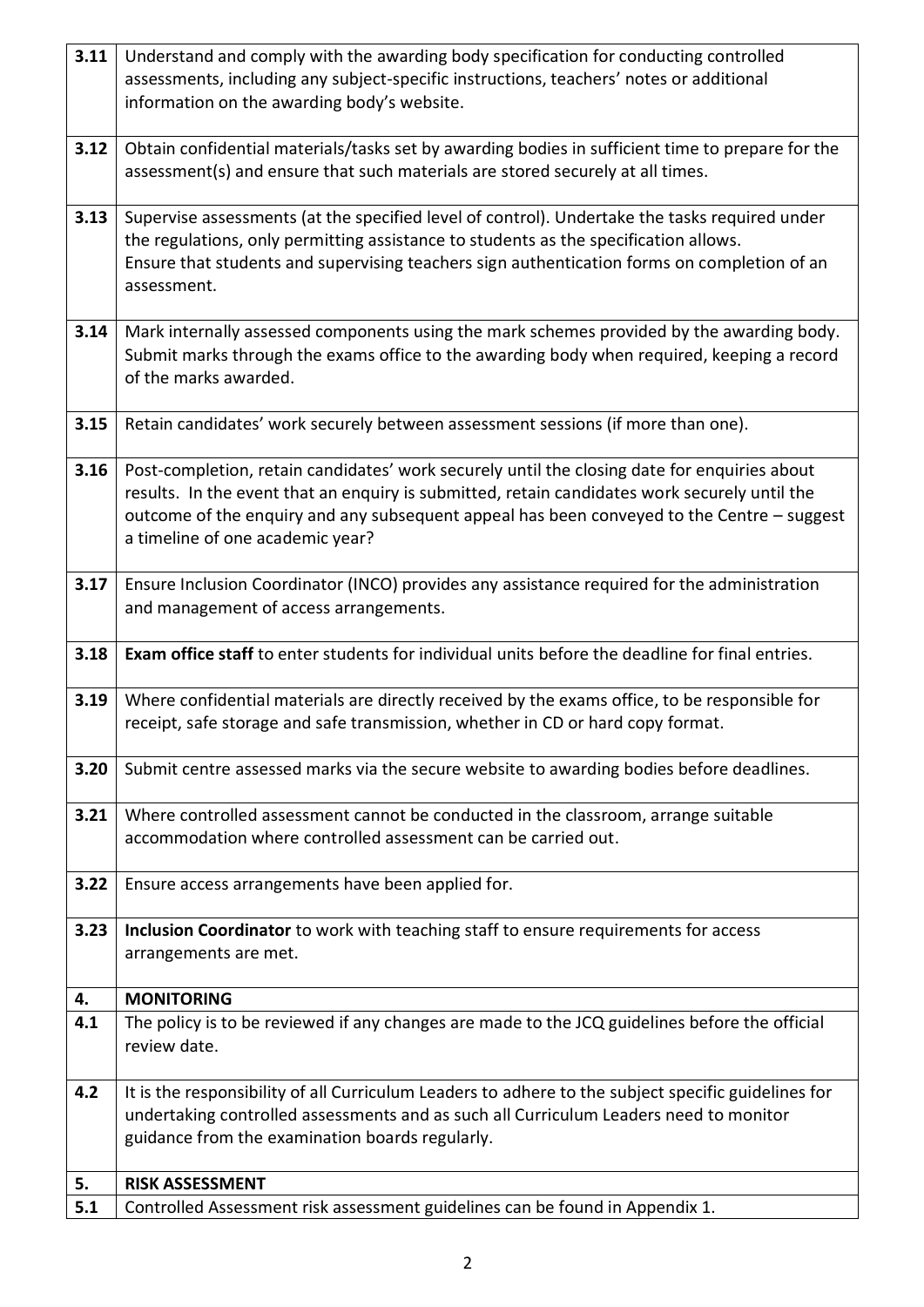| | |
|---|---|
| **3.11** | Understand and comply with the awarding body specification for conducting controlled assessments, including any subject-specific instructions, teachers' notes or additional information on the awarding body's website. |
| **3.12** | Obtain confidential materials/tasks set by awarding bodies in sufficient time to prepare for the assessment(s) and ensure that such materials are stored securely at all times. |
| **3.13** | Supervise assessments (at the specified level of control). Undertake the tasks required under the regulations, only permitting assistance to students as the specification allows. Ensure that students and supervising teachers sign authentication forms on completion of an assessment. |
| **3.14** | Mark internally assessed components using the mark schemes provided by the awarding body. Submit marks through the exams office to the awarding body when required, keeping a record of the marks awarded. |
| **3.15** | Retain candidates' work securely between assessment sessions (if more than one). |
| **3.16** | Post-completion, retain candidates' work securely until the closing date for enquiries about results. In the event that an enquiry is submitted, retain candidates work securely until the outcome of the enquiry and any subsequent appeal has been conveyed to the Centre – suggest a timeline of one academic year? |
| **3.17** | Ensure Inclusion Coordinator (INCO) provides any assistance required for the administration and management of access arrangements. |
| **3.18** | **Exam office staff** to enter students for individual units before the deadline for final entries. |
| **3.19** | Where confidential materials are directly received by the exams office, to be responsible for receipt, safe storage and safe transmission, whether in CD or hard copy format. |
| **3.20** | Submit centre assessed marks via the secure website to awarding bodies before deadlines. |
| **3.21** | Where controlled assessment cannot be conducted in the classroom, arrange suitable accommodation where controlled assessment can be carried out. |
| **3.22** | Ensure access arrangements have been applied for. |
| **3.23** | **Inclusion Coordinator** to work with teaching staff to ensure requirements for access arrangements are met. |
| **4.** | **MONITORING** |
| **4.1** | The policy is to be reviewed if any changes are made to the JCQ guidelines before the official review date. |
| **4.2** | It is the responsibility of all Curriculum Leaders to adhere to the subject specific guidelines for undertaking controlled assessments and as such all Curriculum Leaders need to monitor guidance from the examination boards regularly. |
| **5.** | **RISK ASSESSMENT** |
| **5.1** | Controlled Assessment risk assessment guidelines can be found in Appendix 1. |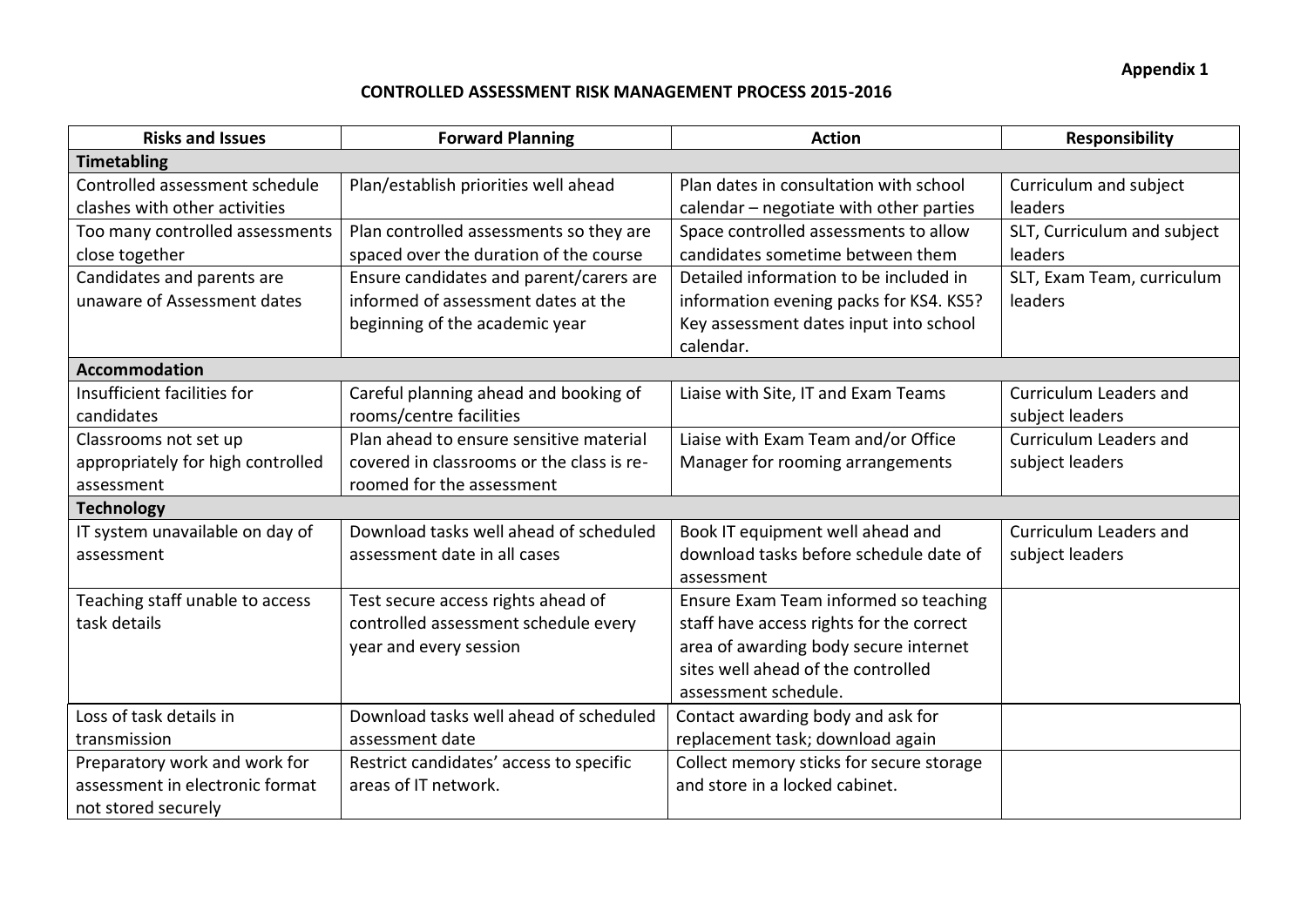**Appendix 1**

**CONTROLLED ASSESSMENT RISK MANAGEMENT PROCESS 2015-2016**

| Risks and Issues | Forward Planning | Action | Responsibility |
|---|---|---|---|
| **Timetabling** | | | |
| Controlled assessment schedule clashes with other activities | Plan/establish priorities well ahead | Plan dates in consultation with school calendar – negotiate with other parties | Curriculum and subject leaders |
| Too many controlled assessments close together | Plan controlled assessments so they are spaced over the duration of the course | Space controlled assessments to allow candidates sometime between them | SLT, Curriculum and subject leaders |
| Candidates and parents are unaware of Assessment dates | Ensure candidates and parent/carers are informed of assessment dates at the beginning of the academic year | Detailed information to be included in information evening packs for KS4. KS5? Key assessment dates input into school calendar. | SLT, Exam Team, curriculum leaders |
| **Accommodation** | | | |
| Insufficient facilities for candidates | Careful planning ahead and booking of rooms/centre facilities | Liaise with Site, IT and Exam Teams | Curriculum Leaders and subject leaders |
| Classrooms not set up appropriately for high controlled assessment | Plan ahead to ensure sensitive material covered in classrooms or the class is re-roomed for the assessment | Liaise with Exam Team and/or Office Manager for rooming arrangements | Curriculum Leaders and subject leaders |
| **Technology** | | | |
| IT system unavailable on day of assessment | Download tasks well ahead of scheduled assessment date in all cases | Book IT equipment well ahead and download tasks before schedule date of assessment | Curriculum Leaders and subject leaders |
| Teaching staff unable to access task details | Test secure access rights ahead of controlled assessment schedule every year and every session | Ensure Exam Team informed so teaching staff have access rights for the correct area of awarding body secure internet sites well ahead of the controlled assessment schedule. | |
| Loss of task details in transmission | Download tasks well ahead of scheduled assessment date | Contact awarding body and ask for replacement task; download again | |
| Preparatory work and work for assessment in electronic format not stored securely | Restrict candidates' access to specific areas of IT network. | Collect memory sticks for secure storage and store in a locked cabinet. | |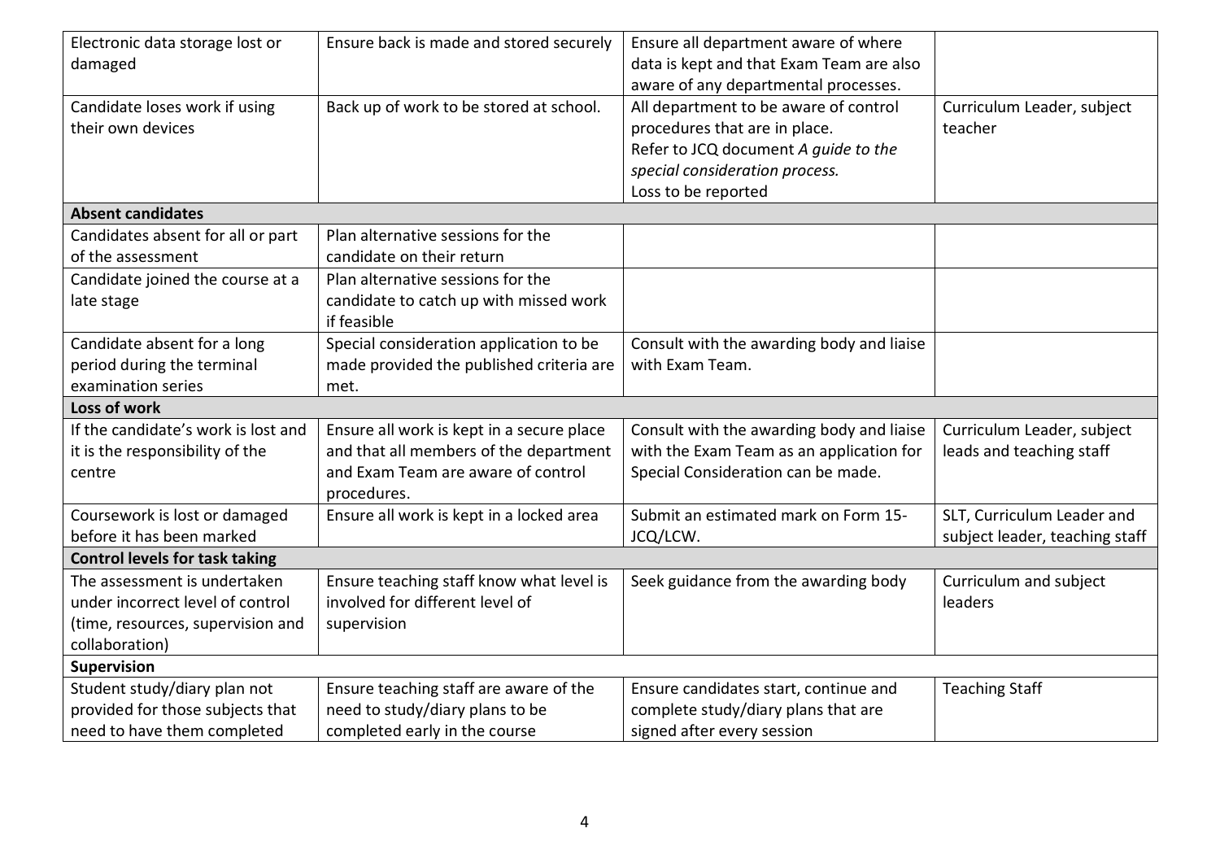| | | | |
|---|---|---|---|
| Electronic data storage lost or damaged | Ensure back is made and stored securely | Ensure all department aware of where data is kept and that Exam Team are also aware of any departmental processes. | |
| Candidate loses work if using their own devices | Back up of work to be stored at school. | All department to be aware of control procedures that are in place.<br>Refer to JCQ document *A guide to the special consideration process.*<br>Loss to be reported | Curriculum Leader, subject teacher |
| **Absent candidates** | | | |
| Candidates absent for all or part of the assessment | Plan alternative sessions for the candidate on their return | | |
| Candidate joined the course at a late stage | Plan alternative sessions for the candidate to catch up with missed work if feasible | | |
| Candidate absent for a long period during the terminal examination series | Special consideration application to be made provided the published criteria are met. | Consult with the awarding body and liaise with Exam Team. | |
| **Loss of work** | | | |
| If the candidate's work is lost and it is the responsibility of the centre | Ensure all work is kept in a secure place and that all members of the department and Exam Team are aware of control procedures. | Consult with the awarding body and liaise with the Exam Team as an application for Special Consideration can be made. | Curriculum Leader, subject leads and teaching staff |
| Coursework is lost or damaged before it has been marked | Ensure all work is kept in a locked area | Submit an estimated mark on Form 15-JCQ/LCW. | SLT, Curriculum Leader and subject leader, teaching staff |
| **Control levels for task taking** | | | |
| The assessment is undertaken under incorrect level of control (time, resources, supervision and collaboration) | Ensure teaching staff know what level is involved for different level of supervision | Seek guidance from the awarding body | Curriculum and subject leaders |
| **Supervision** | | | |
| Student study/diary plan not provided for those subjects that need to have them completed | Ensure teaching staff are aware of the need to study/diary plans to be completed early in the course | Ensure candidates start, continue and complete study/diary plans that are signed after every session | Teaching Staff |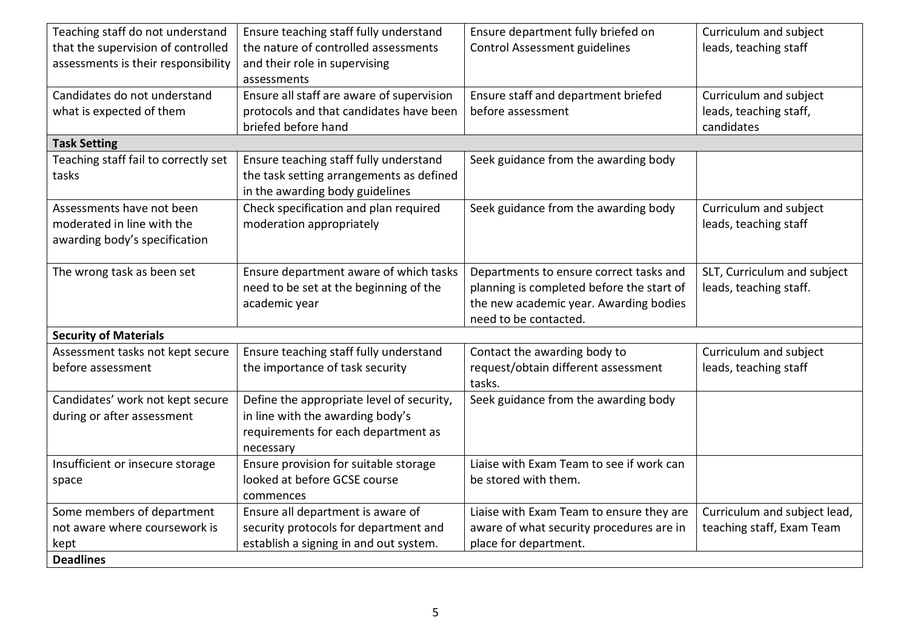| | | | |
|---|---|---|---|
| Teaching staff do not understand that the supervision of controlled assessments is their responsibility | Ensure teaching staff fully understand the nature of controlled assessments and their role in supervising assessments | Ensure department fully briefed on Control Assessment guidelines | Curriculum and subject leads, teaching staff |
| Candidates do not understand what is expected of them | Ensure all staff are aware of supervision protocols and that candidates have been briefed before hand | Ensure staff and department briefed before assessment | Curriculum and subject leads, teaching staff, candidates |
| **Task Setting** | | | |
| Teaching staff fail to correctly set tasks | Ensure teaching staff fully understand the task setting arrangements as defined in the awarding body guidelines | Seek guidance from the awarding body | |
| Assessments have not been moderated in line with the awarding body's specification | Check specification and plan required moderation appropriately | Seek guidance from the awarding body | Curriculum and subject leads, teaching staff |
| The wrong task as been set | Ensure department aware of which tasks need to be set at the beginning of the academic year | Departments to ensure correct tasks and planning is completed before the start of the new academic year. Awarding bodies need to be contacted. | SLT, Curriculum and subject leads, teaching staff. |
| **Security of Materials** | | | |
| Assessment tasks not kept secure before assessment | Ensure teaching staff fully understand the importance of task security | Contact the awarding body to request/obtain different assessment tasks. | Curriculum and subject leads, teaching staff |
| Candidates' work not kept secure during or after assessment | Define the appropriate level of security, in line with the awarding body's requirements for each department as necessary | Seek guidance from the awarding body | |
| Insufficient or insecure storage space | Ensure provision for suitable storage looked at before GCSE course commences | Liaise with Exam Team to see if work can be stored with them. | |
| Some members of department not aware where coursework is kept | Ensure all department is aware of security protocols for department and establish a signing in and out system. | Liaise with Exam Team to ensure they are aware of what security procedures are in place for department. | Curriculum and subject lead, teaching staff, Exam Team |
| **Deadlines** | | | |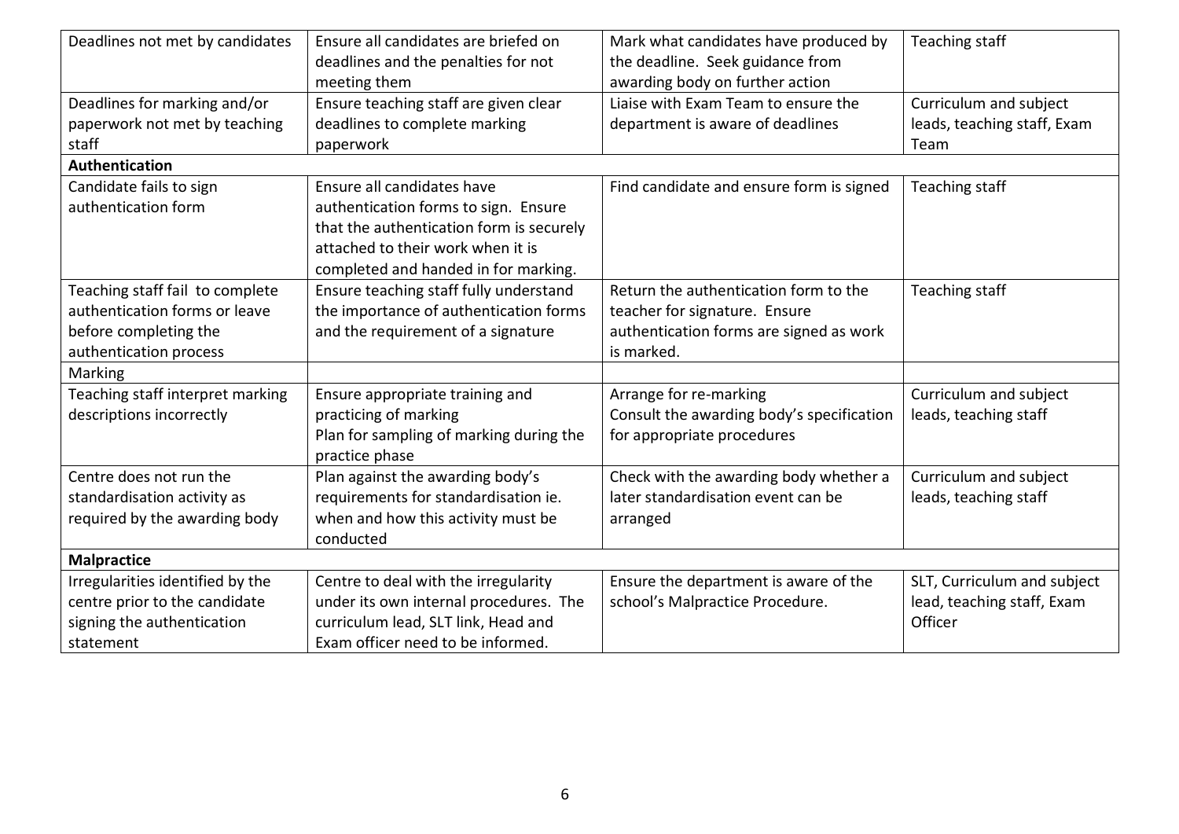| | | | |
|---|---|---|---|
| Deadlines not met by candidates | Ensure all candidates are briefed on deadlines and the penalties for not meeting them | Mark what candidates have produced by the deadline. Seek guidance from awarding body on further action | Teaching staff |
| Deadlines for marking and/or paperwork not met by teaching staff | Ensure teaching staff are given clear deadlines to complete marking paperwork | Liaise with Exam Team to ensure the department is aware of deadlines | Curriculum and subject leads, teaching staff, Exam Team |
| **Authentication** | | | |
| Candidate fails to sign authentication form | Ensure all candidates have authentication forms to sign. Ensure that the authentication form is securely attached to their work when it is completed and handed in for marking. | Find candidate and ensure form is signed | Teaching staff |
| Teaching staff fail to complete authentication forms or leave before completing the authentication process | Ensure teaching staff fully understand the importance of authentication forms and the requirement of a signature | Return the authentication form to the teacher for signature. Ensure authentication forms are signed as work is marked. | Teaching staff |
| Marking | | | |
| Teaching staff interpret marking descriptions incorrectly | Ensure appropriate training and practicing of marking<br>Plan for sampling of marking during the practice phase | Arrange for re-marking<br>Consult the awarding body's specification for appropriate procedures | Curriculum and subject leads, teaching staff |
| Centre does not run the standardisation activity as required by the awarding body | Plan against the awarding body's requirements for standardisation ie. when and how this activity must be conducted | Check with the awarding body whether a later standardisation event can be arranged | Curriculum and subject leads, teaching staff |
| **Malpractice** | | | |
| Irregularities identified by the centre prior to the candidate signing the authentication statement | Centre to deal with the irregularity under its own internal procedures. The curriculum lead, SLT link, Head and Exam officer need to be informed. | Ensure the department is aware of the school's Malpractice Procedure. | SLT, Curriculum and subject lead, teaching staff, Exam Officer |